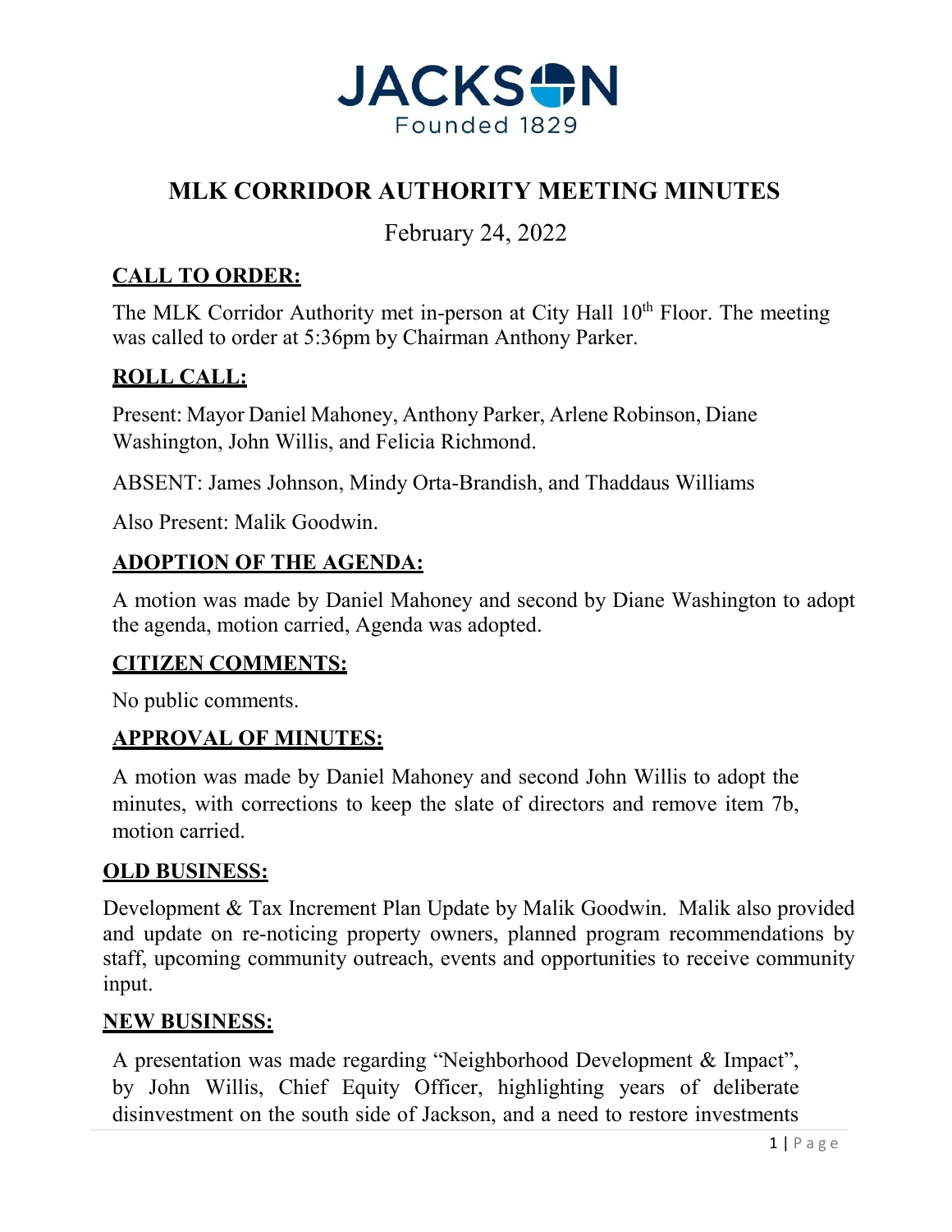JACKSON
Founded 1829

# MLK CORRIDOR AUTHORITY MEETING MINUTES

February 24, 2022

## CALL TO ORDER:

The MLK Corridor Authority met in-person at City Hall 10th Floor. The meeting was called to order at 5:36pm by Chairman Anthony Parker.

## ROLL CALL:

Present: Mayor Daniel Mahoney, Anthony Parker, Arlene Robinson, Diane Washington, John Willis, and Felicia Richmond.

ABSENT: James Johnson, Mindy Orta-Brandish, and Thaddaus Williams

Also Present: Malik Goodwin.

## ADOPTION OF THE AGENDA:

A motion was made by Daniel Mahoney and second by Diane Washington to adopt the agenda, motion carried, Agenda was adopted.

## CITIZEN COMMENTS:

No public comments.

## APPROVAL OF MINUTES:

A motion was made by Daniel Mahoney and second John Willis to adopt the minutes, with corrections to keep the slate of directors and remove item 7b, motion carried.

## OLD BUSINESS:

Development & Tax Increment Plan Update by Malik Goodwin. Malik also provided and update on re-noticing property owners, planned program recommendations by staff, upcoming community outreach, events and opportunities to receive community input.

## NEW BUSINESS:

A presentation was made regarding "Neighborhood Development & Impact", by John Willis, Chief Equity Officer, highlighting years of deliberate disinvestment on the south side of Jackson, and a need to restore investments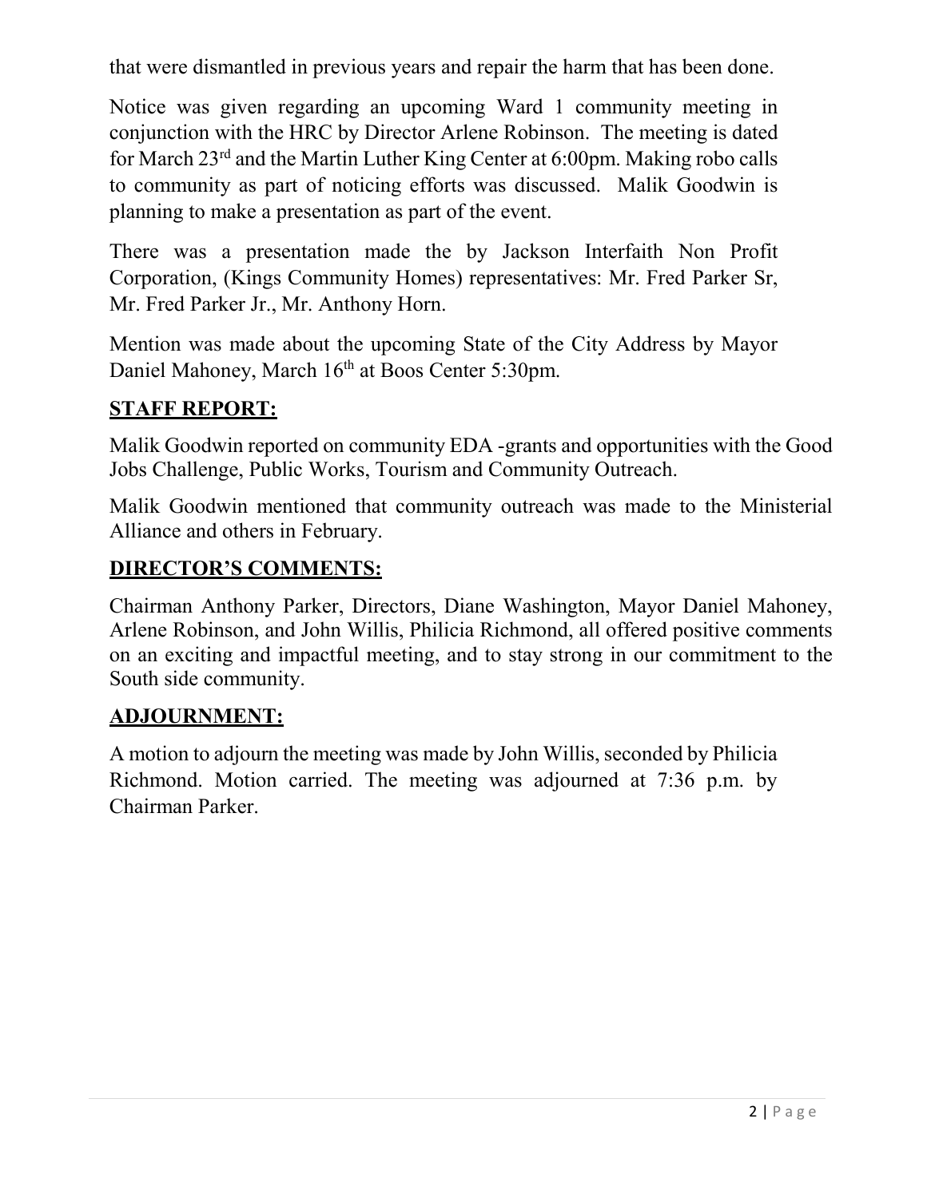that were dismantled in previous years and repair the harm that has been done.

Notice was given regarding an upcoming Ward 1 community meeting in conjunction with the HRC by Director Arlene Robinson. The meeting is dated for March 23rd and the Martin Luther King Center at 6:00pm. Making robo calls to community as part of noticing efforts was discussed. Malik Goodwin is planning to make a presentation as part of the event.

There was a presentation made the by Jackson Interfaith Non Profit Corporation, (Kings Community Homes) representatives: Mr. Fred Parker Sr, Mr. Fred Parker Jr., Mr. Anthony Horn.

Mention was made about the upcoming State of the City Address by Mayor Daniel Mahoney, March 16th at Boos Center 5:30pm.

## STAFF REPORT:

Malik Goodwin reported on community EDA -grants and opportunities with the Good Jobs Challenge, Public Works, Tourism and Community Outreach.

Malik Goodwin mentioned that community outreach was made to the Ministerial Alliance and others in February.

## DIRECTOR'S COMMENTS:

Chairman Anthony Parker, Directors, Diane Washington, Mayor Daniel Mahoney, Arlene Robinson, and John Willis, Philicia Richmond, all offered positive comments on an exciting and impactful meeting, and to stay strong in our commitment to the South side community.

## ADJOURNMENT:

A motion to adjourn the meeting was made by John Willis, seconded by Philicia Richmond. Motion carried. The meeting was adjourned at 7:36 p.m. by Chairman Parker.